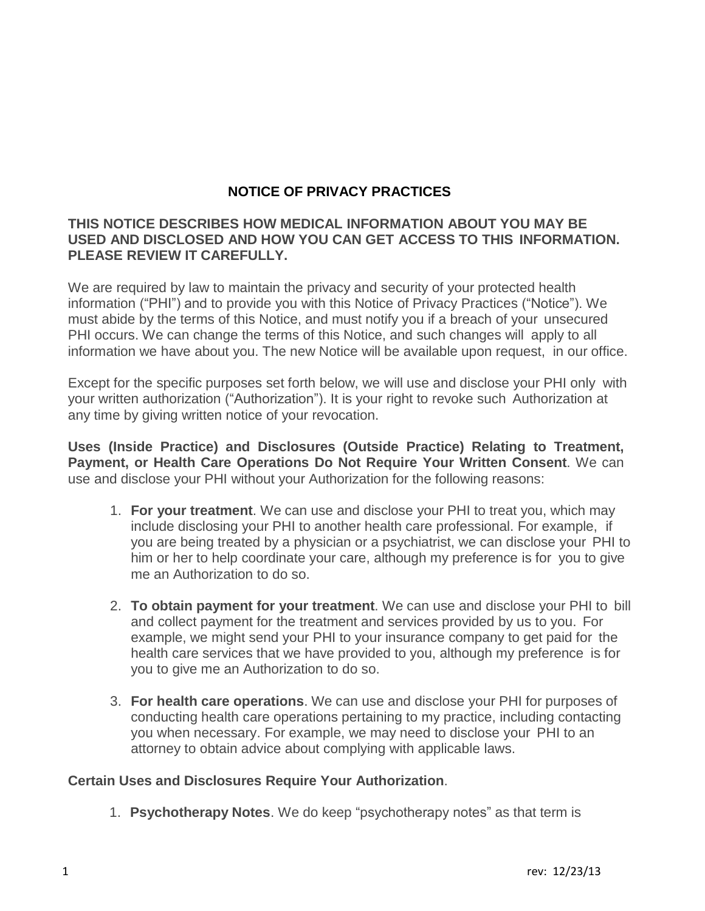# NOTICE OF PRIVACY PRACTICES

**THIS NOTICE DESCRIBES HOW MEDICAL INFORMATION ABOUT YOU MAY BE USED AND DISCLOSED AND HOW YOU CAN GET ACCESS TO THIS INFORMATION. PLEASE REVIEW IT CAREFULLY.**

We are required by law to maintain the privacy and security of your protected health information ("PHI") and to provide you with this Notice of Privacy Practices ("Notice"). We must abide by the terms of this Notice, and must notify you if a breach of your unsecured PHI occurs. We can change the terms of this Notice, and such changes will apply to all information we have about you. The new Notice will be available upon request, in our office.

Except for the specific purposes set forth below, we will use and disclose your PHI only with your written authorization ("Authorization"). It is your right to revoke such Authorization at any time by giving written notice of your revocation.

**Uses (Inside Practice) and Disclosures (Outside Practice) Relating to Treatment, Payment, or Health Care Operations Do Not Require Your Written Consent**. We can use and disclose your PHI without your Authorization for the following reasons:

1. **For your treatment**. We can use and disclose your PHI to treat you, which may include disclosing your PHI to another health care professional. For example, if you are being treated by a physician or a psychiatrist, we can disclose your PHI to him or her to help coordinate your care, although my preference is for you to give me an Authorization to do so.

2. **To obtain payment for your treatment**. We can use and disclose your PHI to bill and collect payment for the treatment and services provided by us to you. For example, we might send your PHI to your insurance company to get paid for the health care services that we have provided to you, although my preference is for you to give me an Authorization to do so.

3. **For health care operations**. We can use and disclose your PHI for purposes of conducting health care operations pertaining to my practice, including contacting you when necessary. For example, we may need to disclose your PHI to an attorney to obtain advice about complying with applicable laws.

**Certain Uses and Disclosures Require Your Authorization**.

1. **Psychotherapy Notes**. We do keep "psychotherapy notes" as that term is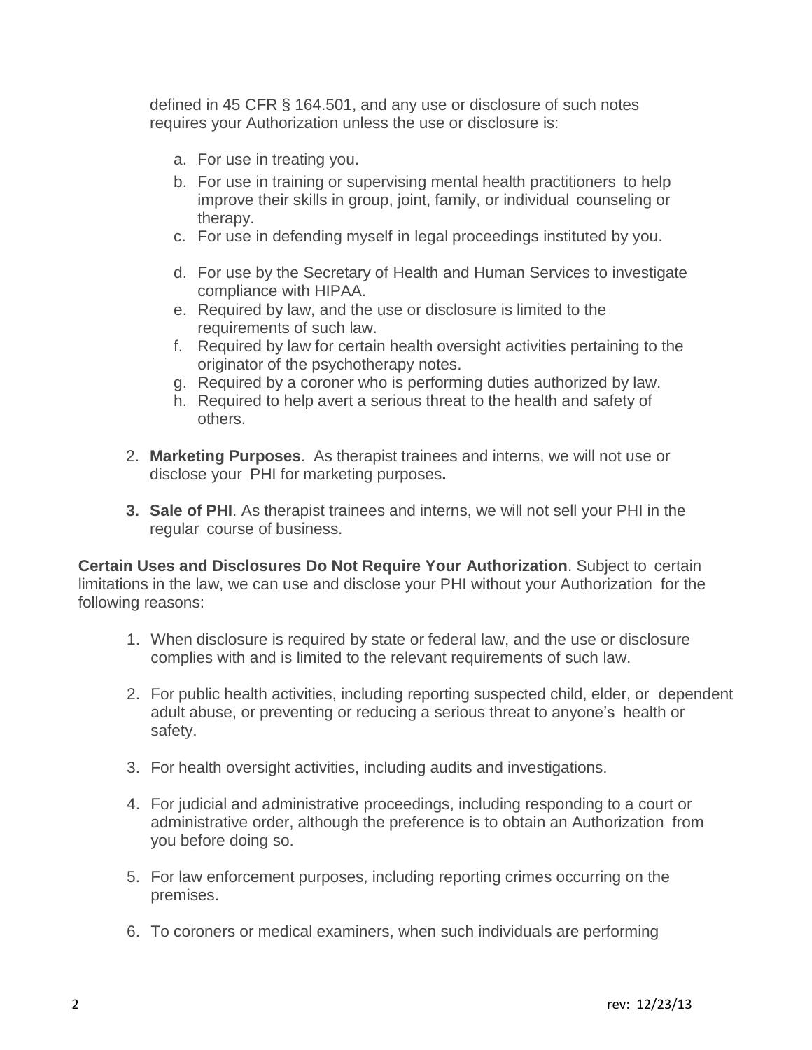defined in 45 CFR § 164.501, and any use or disclosure of such notes requires your Authorization unless the use or disclosure is:

a. For use in treating you.
b. For use in training or supervising mental health practitioners to help improve their skills in group, joint, family, or individual counseling or therapy.
c. For use in defending myself in legal proceedings instituted by you.
d. For use by the Secretary of Health and Human Services to investigate compliance with HIPAA.
e. Required by law, and the use or disclosure is limited to the requirements of such law.
f. Required by law for certain health oversight activities pertaining to the originator of the psychotherapy notes.
g. Required by a coroner who is performing duties authorized by law.
h. Required to help avert a serious threat to the health and safety of others.

2. **Marketing Purposes**. As therapist trainees and interns, we will not use or disclose your PHI for marketing purposes**.**

3. **Sale of PHI**. As therapist trainees and interns, we will not sell your PHI in the regular course of business.

**Certain Uses and Disclosures Do Not Require Your Authorization**. Subject to certain limitations in the law, we can use and disclose your PHI without your Authorization for the following reasons:

1. When disclosure is required by state or federal law, and the use or disclosure complies with and is limited to the relevant requirements of such law.

2. For public health activities, including reporting suspected child, elder, or dependent adult abuse, or preventing or reducing a serious threat to anyone's health or safety.

3. For health oversight activities, including audits and investigations.

4. For judicial and administrative proceedings, including responding to a court or administrative order, although the preference is to obtain an Authorization from you before doing so.

5. For law enforcement purposes, including reporting crimes occurring on the premises.

6. To coroners or medical examiners, when such individuals are performing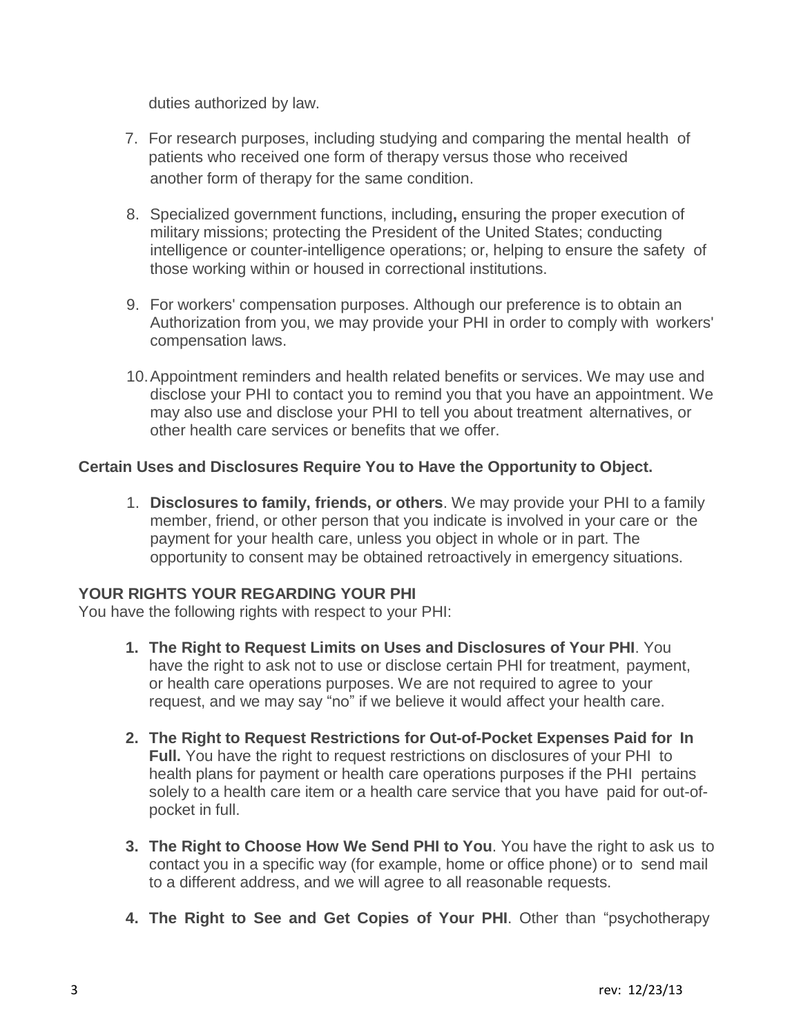duties authorized by law.

7. For research purposes, including studying and comparing the mental health of patients who received one form of therapy versus those who received another form of therapy for the same condition.

8. Specialized government functions, including**,** ensuring the proper execution of military missions; protecting the President of the United States; conducting intelligence or counter-intelligence operations; or, helping to ensure the safety of those working within or housed in correctional institutions.

9. For workers' compensation purposes. Although our preference is to obtain an Authorization from you, we may provide your PHI in order to comply with workers' compensation laws.

10. Appointment reminders and health related benefits or services. We may use and disclose your PHI to contact you to remind you that you have an appointment. We may also use and disclose your PHI to tell you about treatment alternatives, or other health care services or benefits that we offer.

**Certain Uses and Disclosures Require You to Have the Opportunity to Object.**

1. **Disclosures to family, friends, or others**. We may provide your PHI to a family member, friend, or other person that you indicate is involved in your care or the payment for your health care, unless you object in whole or in part. The opportunity to consent may be obtained retroactively in emergency situations.

**YOUR RIGHTS YOUR REGARDING YOUR PHI**

You have the following rights with respect to your PHI:

1. **The Right to Request Limits on Uses and Disclosures of Your PHI**. You have the right to ask not to use or disclose certain PHI for treatment, payment, or health care operations purposes. We are not required to agree to your request, and we may say "no" if we believe it would affect your health care.

2. **The Right to Request Restrictions for Out-of-Pocket Expenses Paid for In Full.** You have the right to request restrictions on disclosures of your PHI to health plans for payment or health care operations purposes if the PHI pertains solely to a health care item or a health care service that you have paid for out-of-pocket in full.

3. **The Right to Choose How We Send PHI to You**. You have the right to ask us to contact you in a specific way (for example, home or office phone) or to send mail to a different address, and we will agree to all reasonable requests.

4. **The Right to See and Get Copies of Your PHI**. Other than "psychotherapy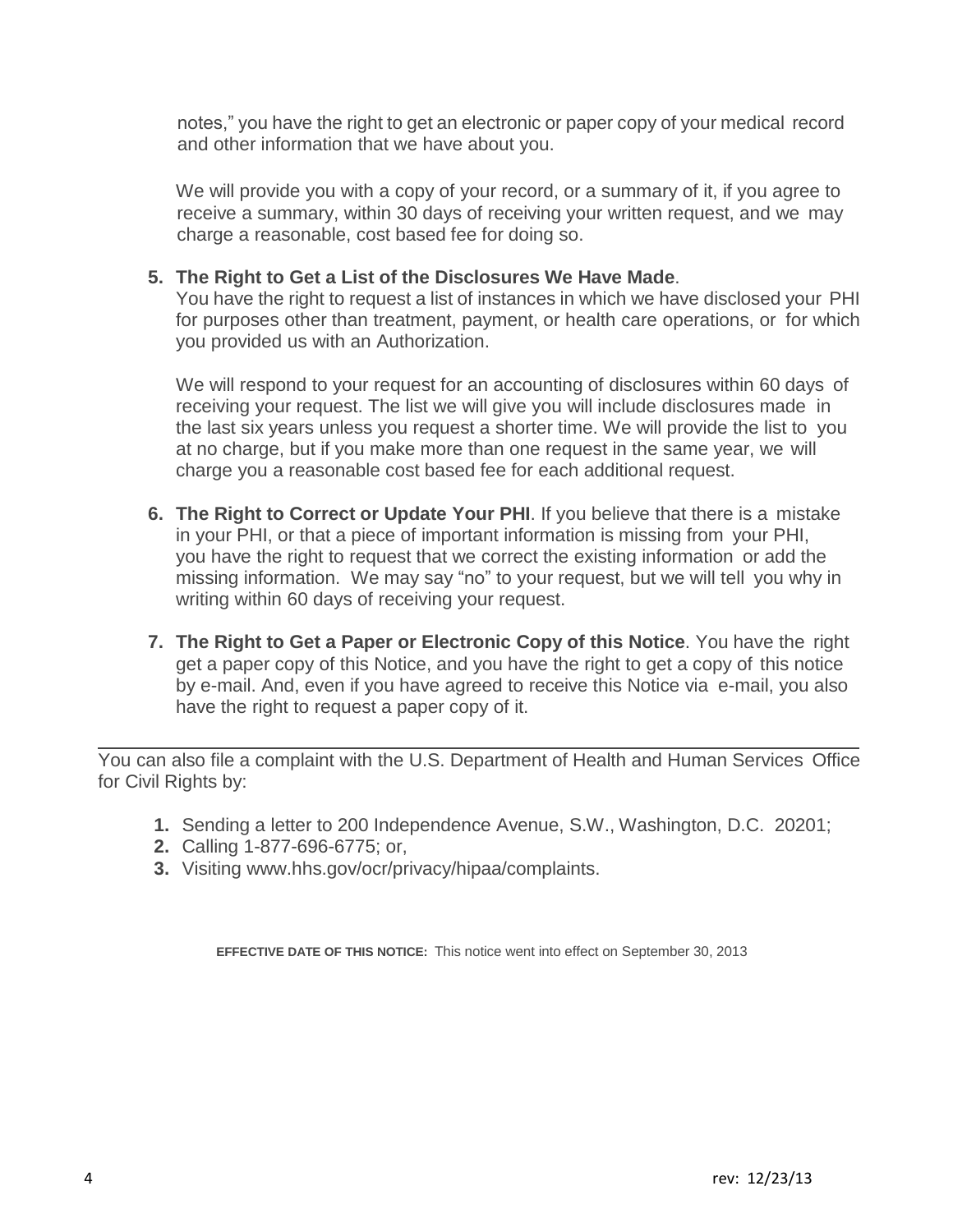notes," you have the right to get an electronic or paper copy of your medical record and other information that we have about you.

We will provide you with a copy of your record, or a summary of it, if you agree to receive a summary, within 30 days of receiving your written request, and we may charge a reasonable, cost based fee for doing so.

5. **The Right to Get a List of the Disclosures We Have Made**.
   You have the right to request a list of instances in which we have disclosed your PHI for purposes other than treatment, payment, or health care operations, or for which you provided us with an Authorization.

   We will respond to your request for an accounting of disclosures within 60 days of receiving your request. The list we will give you will include disclosures made in the last six years unless you request a shorter time. We will provide the list to you at no charge, but if you make more than one request in the same year, we will charge you a reasonable cost based fee for each additional request.

6. **The Right to Correct or Update Your PHI**. If you believe that there is a mistake in your PHI, or that a piece of important information is missing from your PHI, you have the right to request that we correct the existing information or add the missing information. We may say "no" to your request, but we will tell you why in writing within 60 days of receiving your request.

7. **The Right to Get a Paper or Electronic Copy of this Notice**. You have the right get a paper copy of this Notice, and you have the right to get a copy of this notice by e-mail. And, even if you have agreed to receive this Notice via e-mail, you also have the right to request a paper copy of it.

---

You can also file a complaint with the U.S. Department of Health and Human Services Office for Civil Rights by:

1. Sending a letter to 200 Independence Avenue, S.W., Washington, D.C. 20201;
2. Calling 1-877-696-6775; or,
3. Visiting www.hhs.gov/ocr/privacy/hipaa/complaints.

**EFFECTIVE DATE OF THIS NOTICE:** This notice went into effect on September 30, 2013

rev: 12/23/13